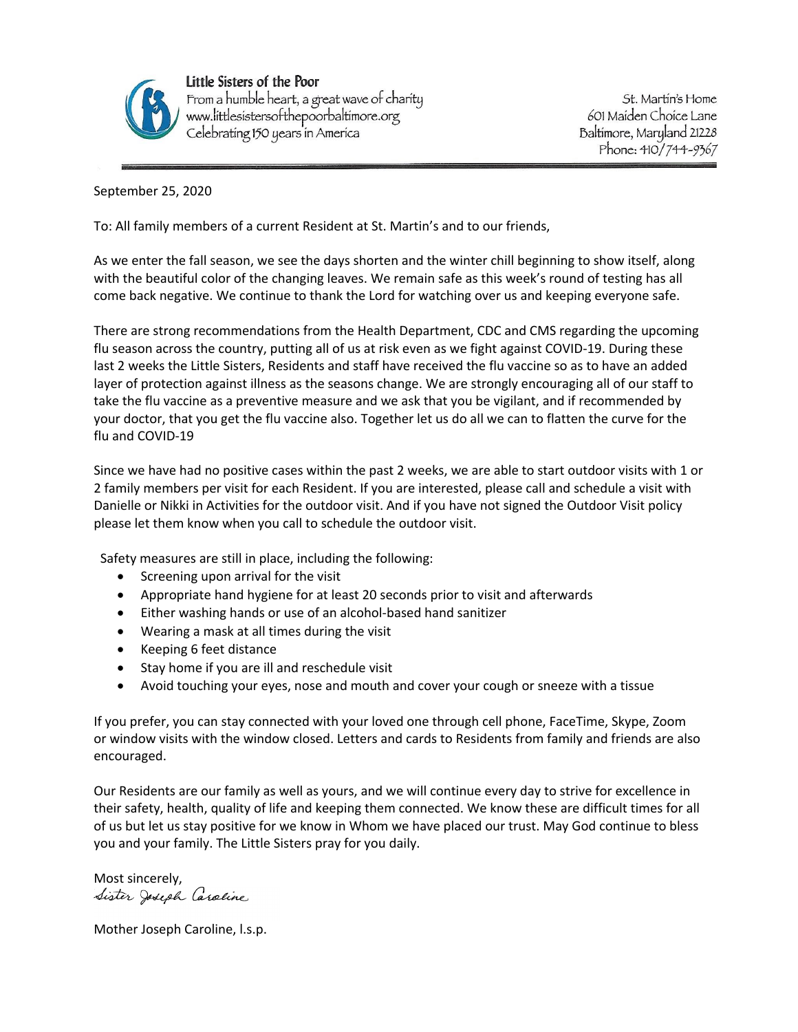**Little Sisters of the Poor**
From a humble heart, a great wave of charity
www.littlesistersofthepoorbaltimore.org
Celebrating 150 years in America

St. Martin's Home
601 Maiden Choice Lane
Baltimore, Maryland 21228
Phone: 410/744-9367

September 25, 2020

To: All family members of a current Resident at St. Martin's and to our friends,

As we enter the fall season, we see the days shorten and the winter chill beginning to show itself, along with the beautiful color of the changing leaves. We remain safe as this week's round of testing has all come back negative. We continue to thank the Lord for watching over us and keeping everyone safe.

There are strong recommendations from the Health Department, CDC and CMS regarding the upcoming flu season across the country, putting all of us at risk even as we fight against COVID-19. During these last 2 weeks the Little Sisters, Residents and staff have received the flu vaccine so as to have an added layer of protection against illness as the seasons change. We are strongly encouraging all of our staff to take the flu vaccine as a preventive measure and we ask that you be vigilant, and if recommended by your doctor, that you get the flu vaccine also. Together let us do all we can to flatten the curve for the flu and COVID-19

Since we have had no positive cases within the past 2 weeks, we are able to start outdoor visits with 1 or 2 family members per visit for each Resident. If you are interested, please call and schedule a visit with Danielle or Nikki in Activities for the outdoor visit. And if you have not signed the Outdoor Visit policy please let them know when you call to schedule the outdoor visit.

Safety measures are still in place, including the following:

- Screening upon arrival for the visit
- Appropriate hand hygiene for at least 20 seconds prior to visit and afterwards
- Either washing hands or use of an alcohol-based hand sanitizer
- Wearing a mask at all times during the visit
- Keeping 6 feet distance
- Stay home if you are ill and reschedule visit
- Avoid touching your eyes, nose and mouth and cover your cough or sneeze with a tissue

If you prefer, you can stay connected with your loved one through cell phone, FaceTime, Skype, Zoom or window visits with the window closed. Letters and cards to Residents from family and friends are also encouraged.

Our Residents are our family as well as yours, and we will continue every day to strive for excellence in their safety, health, quality of life and keeping them connected. We know these are difficult times for all of us but let us stay positive for we know in Whom we have placed our trust. May God continue to bless you and your family. The Little Sisters pray for you daily.

Most sincerely,
*Sister Joseph Caroline*

Mother Joseph Caroline, l.s.p.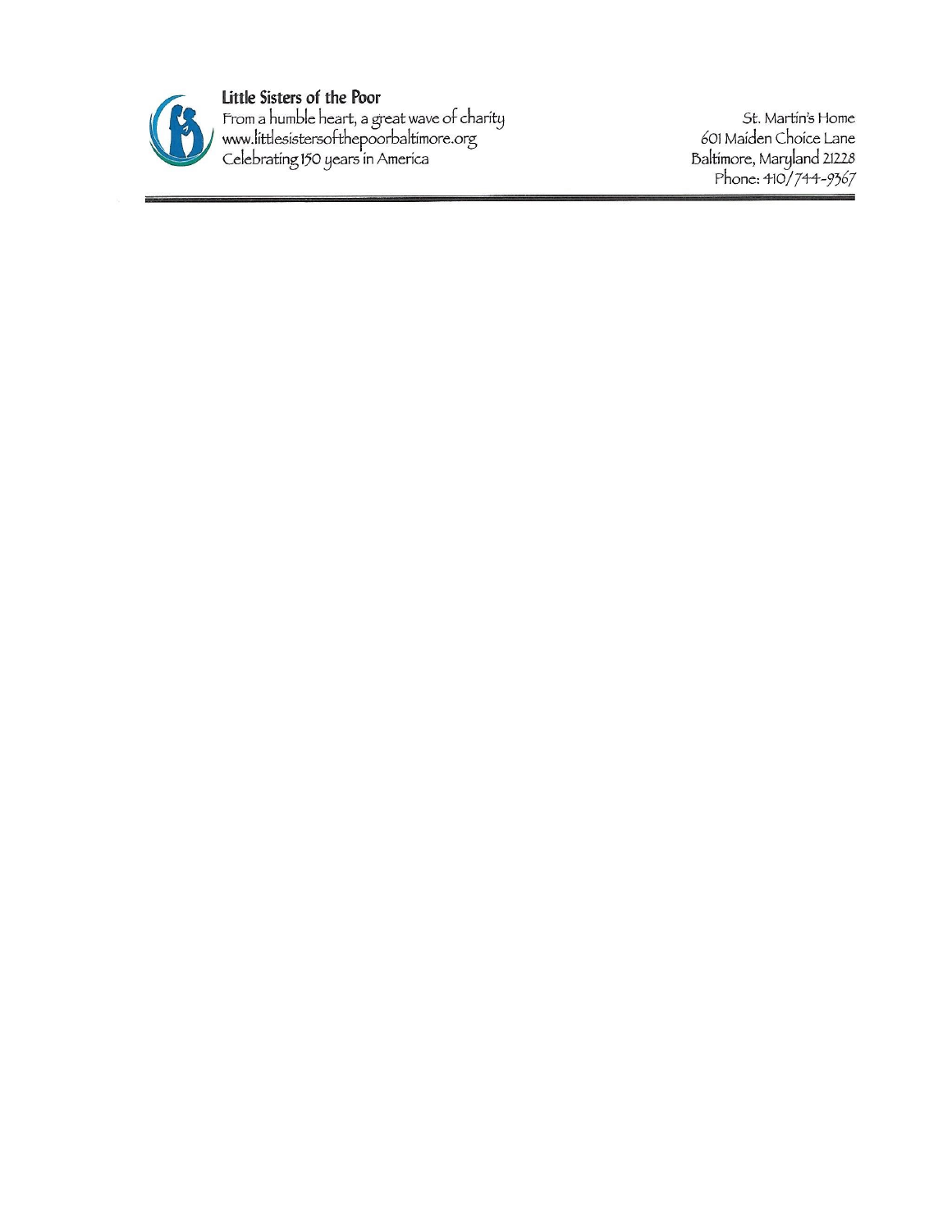**Little Sisters of the Poor**
From a humble heart, a great wave of charity
www.littlesistersofthepoorbaltimore.org
Celebrating 150 years in America

St. Martin's Home
601 Maiden Choice Lane
Baltimore, Maryland 21228
Phone: 410/744-9367